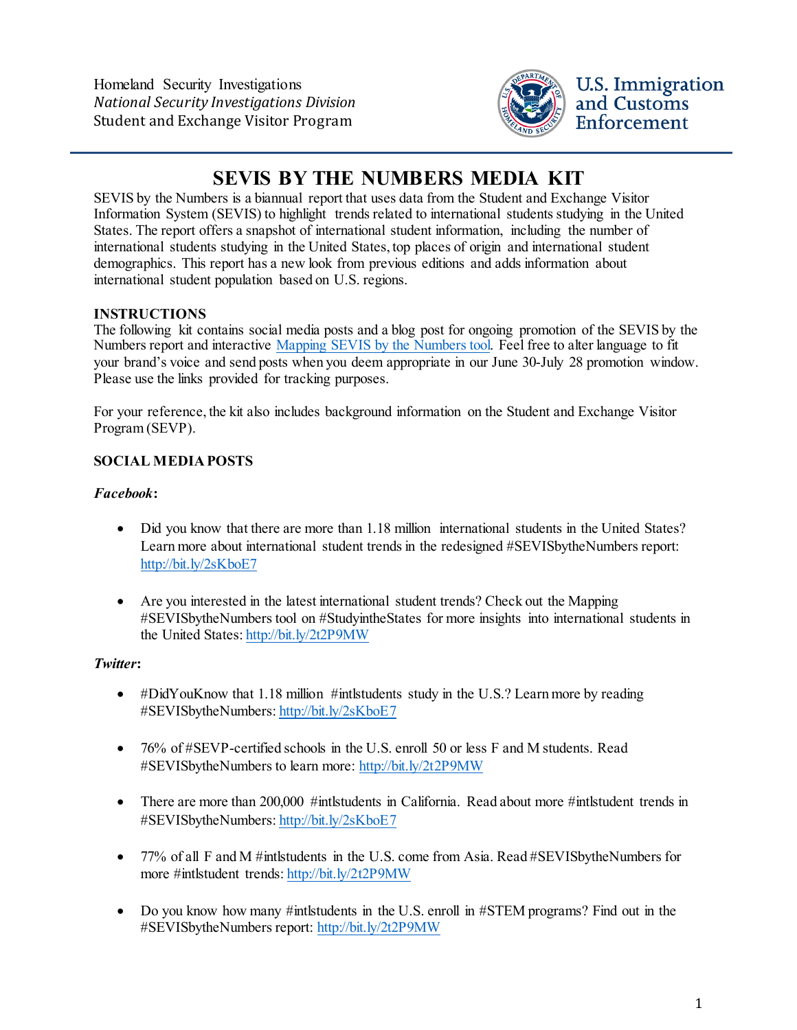Homeland Security Investigations
*National Security Investigations Division*
Student and Exchange Visitor Program

U.S. Immigration and Customs Enforcement

# SEVIS BY THE NUMBERS MEDIA KIT

SEVIS by the Numbers is a biannual report that uses data from the Student and Exchange Visitor Information System (SEVIS) to highlight trends related to international students studying in the United States. The report offers a snapshot of international student information, including the number of international students studying in the United States, top places of origin and international student demographics. This report has a new look from previous editions and adds information about international student population based on U.S. regions.

## INSTRUCTIONS

The following kit contains social media posts and a blog post for ongoing promotion of the SEVIS by the Numbers report and interactive [Mapping SEVIS by the Numbers tool](). Feel free to alter language to fit your brand's voice and send posts when you deem appropriate in our June 30-July 28 promotion window. Please use the links provided for tracking purposes.

For your reference, the kit also includes background information on the Student and Exchange Visitor Program (SEVP).

## SOCIAL MEDIA POSTS

### *Facebook*:

- Did you know that there are more than 1.18 million international students in the United States? Learn more about international student trends in the redesigned #SEVISbytheNumbers report: http://bit.ly/2sKboE7
- Are you interested in the latest international student trends? Check out the Mapping #SEVISbytheNumbers tool on #StudyintheStates for more insights into international students in the United States: http://bit.ly/2t2P9MW

### *Twitter*:

- #DidYouKnow that 1.18 million #intlstudents study in the U.S.? Learn more by reading #SEVISbytheNumbers: http://bit.ly/2sKboE7
- 76% of #SEVP-certified schools in the U.S. enroll 50 or less F and M students. Read #SEVISbytheNumbers to learn more: http://bit.ly/2t2P9MW
- There are more than 200,000 #intlstudents in California. Read about more #intlstudent trends in #SEVISbytheNumbers: http://bit.ly/2sKboE7
- 77% of all F and M #intlstudents in the U.S. come from Asia. Read #SEVISbytheNumbers for more #intlstudent trends: http://bit.ly/2t2P9MW
- Do you know how many #intlstudents in the U.S. enroll in #STEM programs? Find out in the #SEVISbytheNumbers report: http://bit.ly/2t2P9MW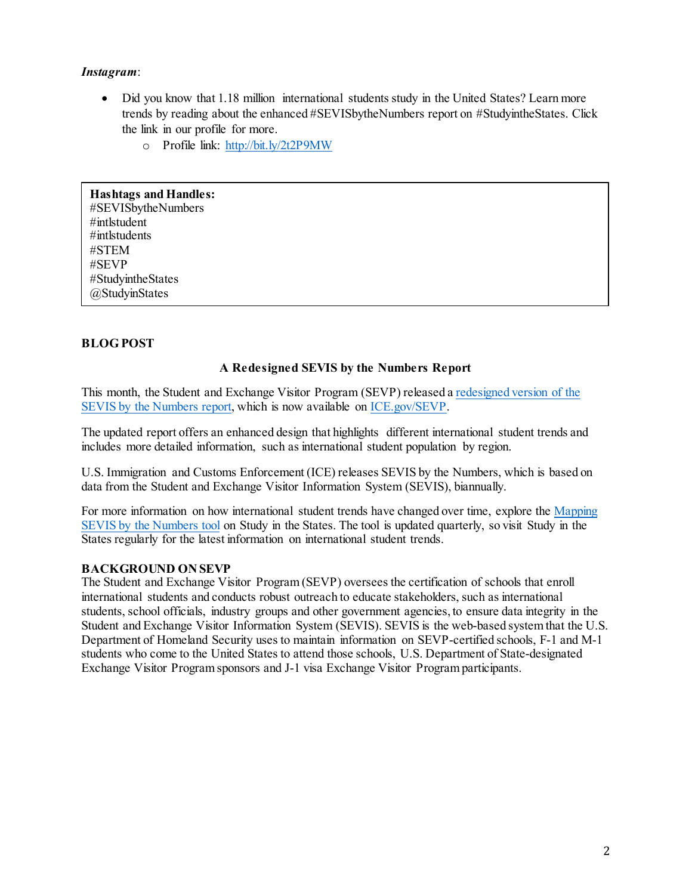***Instagram***:

- Did you know that 1.18 million international students study in the United States? Learn more trends by reading about the enhanced #SEVISbytheNumbers report on #StudyintheStates. Click the link in our profile for more.
  - Profile link: [http://bit.ly/2t2P9MW](http://bit.ly/2t2P9MW)

**Hashtags and Handles:**
#SEVISbytheNumbers
#intlstudent
#intlstudents
#STEM
#SEVP
#StudyintheStates
@StudyinStates

**BLOG POST**

**A Redesigned SEVIS by the Numbers Report**

This month, the Student and Exchange Visitor Program (SEVP) released a redesigned version of the SEVIS by the Numbers report, which is now available on ICE.gov/SEVP.

The updated report offers an enhanced design that highlights different international student trends and includes more detailed information, such as international student population by region.

U.S. Immigration and Customs Enforcement (ICE) releases SEVIS by the Numbers, which is based on data from the Student and Exchange Visitor Information System (SEVIS), biannually.

For more information on how international student trends have changed over time, explore the Mapping SEVIS by the Numbers tool on Study in the States. The tool is updated quarterly, so visit Study in the States regularly for the latest information on international student trends.

**BACKGROUND ON SEVP**
The Student and Exchange Visitor Program (SEVP) oversees the certification of schools that enroll international students and conducts robust outreach to educate stakeholders, such as international students, school officials, industry groups and other government agencies, to ensure data integrity in the Student and Exchange Visitor Information System (SEVIS). SEVIS is the web-based system that the U.S. Department of Homeland Security uses to maintain information on SEVP-certified schools, F-1 and M-1 students who come to the United States to attend those schools, U.S. Department of State-designated Exchange Visitor Program sponsors and J-1 visa Exchange Visitor Program participants.